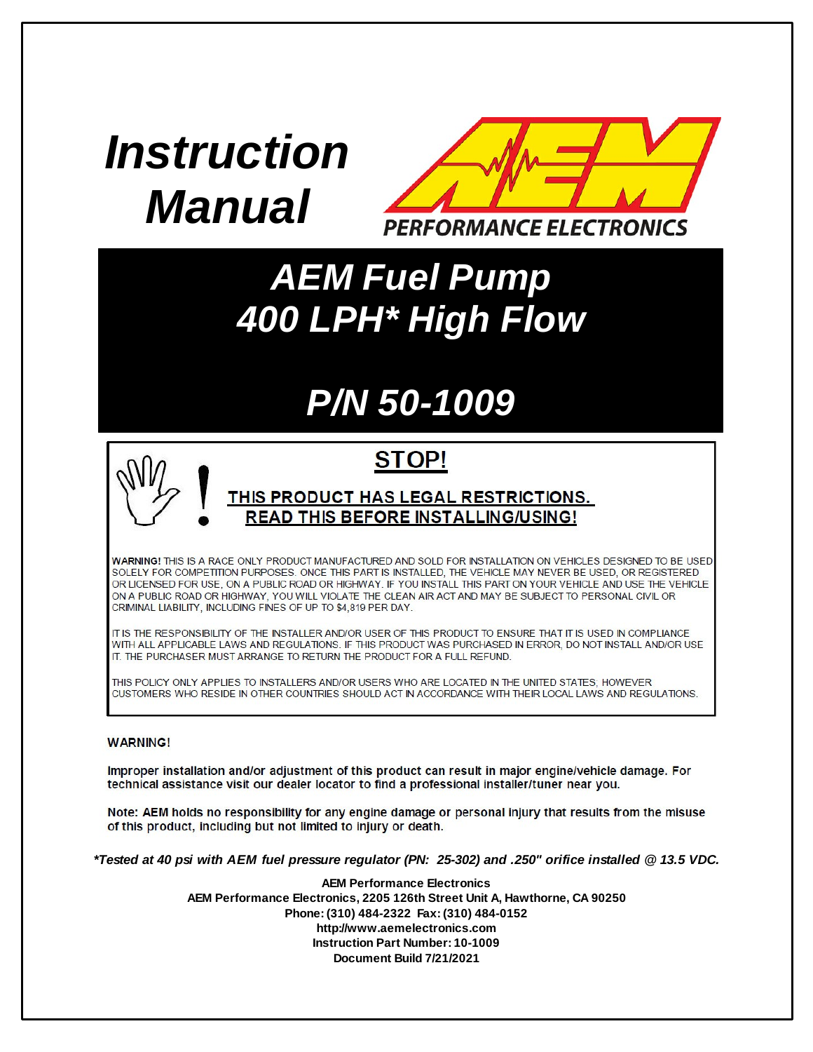# Instruction Manual

PERFORMANCE ELECTRONICS

# AEM Fuel Pump 400 LPH* High Flow

# P/N 50-1009

## STOP!

**THIS PRODUCT HAS LEGAL RESTRICTIONS. READ THIS BEFORE INSTALLING/USING!**

**WARNING!** THIS IS A RACE ONLY PRODUCT MANUFACTURED AND SOLD FOR INSTALLATION ON VEHICLES DESIGNED TO BE USED SOLELY FOR COMPETITION PURPOSES. ONCE THIS PART IS INSTALLED, THE VEHICLE MAY NEVER BE USED, OR REGISTERED OR LICENSED FOR USE, ON A PUBLIC ROAD OR HIGHWAY. IF YOU INSTALL THIS PART ON YOUR VEHICLE AND USE THE VEHICLE ON A PUBLIC ROAD OR HIGHWAY, YOU WILL VIOLATE THE CLEAN AIR ACT AND MAY BE SUBJECT TO PERSONAL CIVIL OR CRIMINAL LIABILITY, INCLUDING FINES OF UP TO $4,819 PER DAY.

IT IS THE RESPONSIBILITY OF THE INSTALLER AND/OR USER OF THIS PRODUCT TO ENSURE THAT IT IS USED IN COMPLIANCE WITH ALL APPLICABLE LAWS AND REGULATIONS. IF THIS PRODUCT WAS PURCHASED IN ERROR, DO NOT INSTALL AND/OR USE IT. THE PURCHASER MUST ARRANGE TO RETURN THE PRODUCT FOR A FULL REFUND.

THIS POLICY ONLY APPLIES TO INSTALLERS AND/OR USERS WHO ARE LOCATED IN THE UNITED STATES, HOWEVER CUSTOMERS WHO RESIDE IN OTHER COUNTRIES SHOULD ACT IN ACCORDANCE WITH THEIR LOCAL LAWS AND REGULATIONS.

**WARNING!**

**Improper installation and/or adjustment of this product can result in major engine/vehicle damage. For technical assistance visit our dealer locator to find a professional installer/tuner near you.**

**Note: AEM holds no responsibility for any engine damage or personal injury that results from the misuse of this product, including but not limited to injury or death.**

***Tested at 40 psi with AEM fuel pressure regulator (PN: 25-302) and .250" orifice installed @ 13.5 VDC.**

**AEM Performance Electronics**
**AEM Performance Electronics, 2205 126th Street Unit A, Hawthorne, CA 90250**
**Phone: (310) 484-2322 Fax: (310) 484-0152**
**http://www.aemelectronics.com**
**Instruction Part Number: 10-1009**
**Document Build 7/21/2021**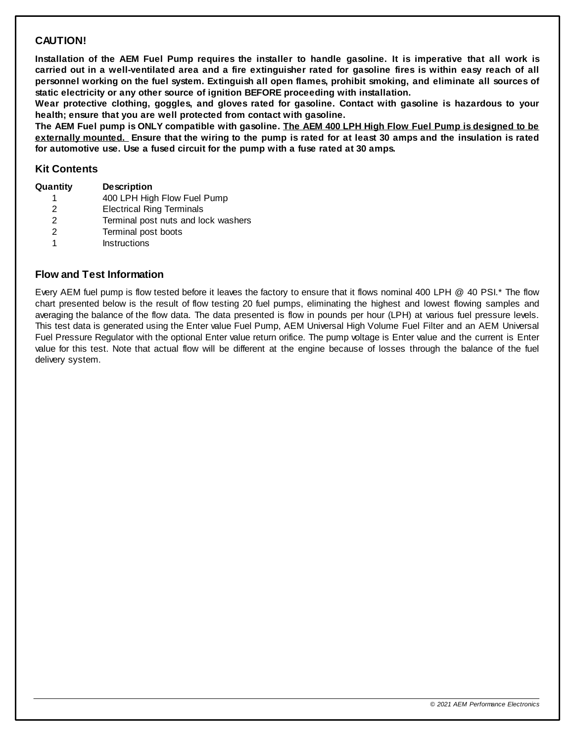**CAUTION!**

**Installation of the AEM Fuel Pump requires the installer to handle gasoline. It is imperative that all work is carried out in a well-ventilated area and a fire extinguisher rated for gasoline fires is within easy reach of all personnel working on the fuel system. Extinguish all open flames, prohibit smoking, and eliminate all sources of static electricity or any other source of ignition BEFORE proceeding with installation.**
**Wear protective clothing, goggles, and gloves rated for gasoline. Contact with gasoline is hazardous to your health; ensure that you are well protected from contact with gasoline.**
**The AEM Fuel pump is ONLY compatible with gasoline. <u>The AEM 400 LPH High Flow Fuel Pump is designed to be externally mounted.</u> Ensure that the wiring to the pump is rated for at least 30 amps and the insulation is rated for automotive use. Use a fused circuit for the pump with a fuse rated at 30 amps.**

## Kit Contents

| Quantity | Description |
|---|---|
| 1 | 400 LPH High Flow Fuel Pump |
| 2 | Electrical Ring Terminals |
| 2 | Terminal post nuts and lock washers |
| 2 | Terminal post boots |
| 1 | Instructions |

## Flow and Test Information

Every AEM fuel pump is flow tested before it leaves the factory to ensure that it flows nominal 400 LPH @ 40 PSI.* The flow chart presented below is the result of flow testing 20 fuel pumps, eliminating the highest and lowest flowing samples and averaging the balance of the flow data. The data presented is flow in pounds per hour (LPH) at various fuel pressure levels. This test data is generated using the Enter value Fuel Pump, AEM Universal High Volume Fuel Filter and an AEM Universal Fuel Pressure Regulator with the optional Enter value return orifice. The pump voltage is Enter value and the current is Enter value for this test. Note that actual flow will be different at the engine because of losses through the balance of the fuel delivery system.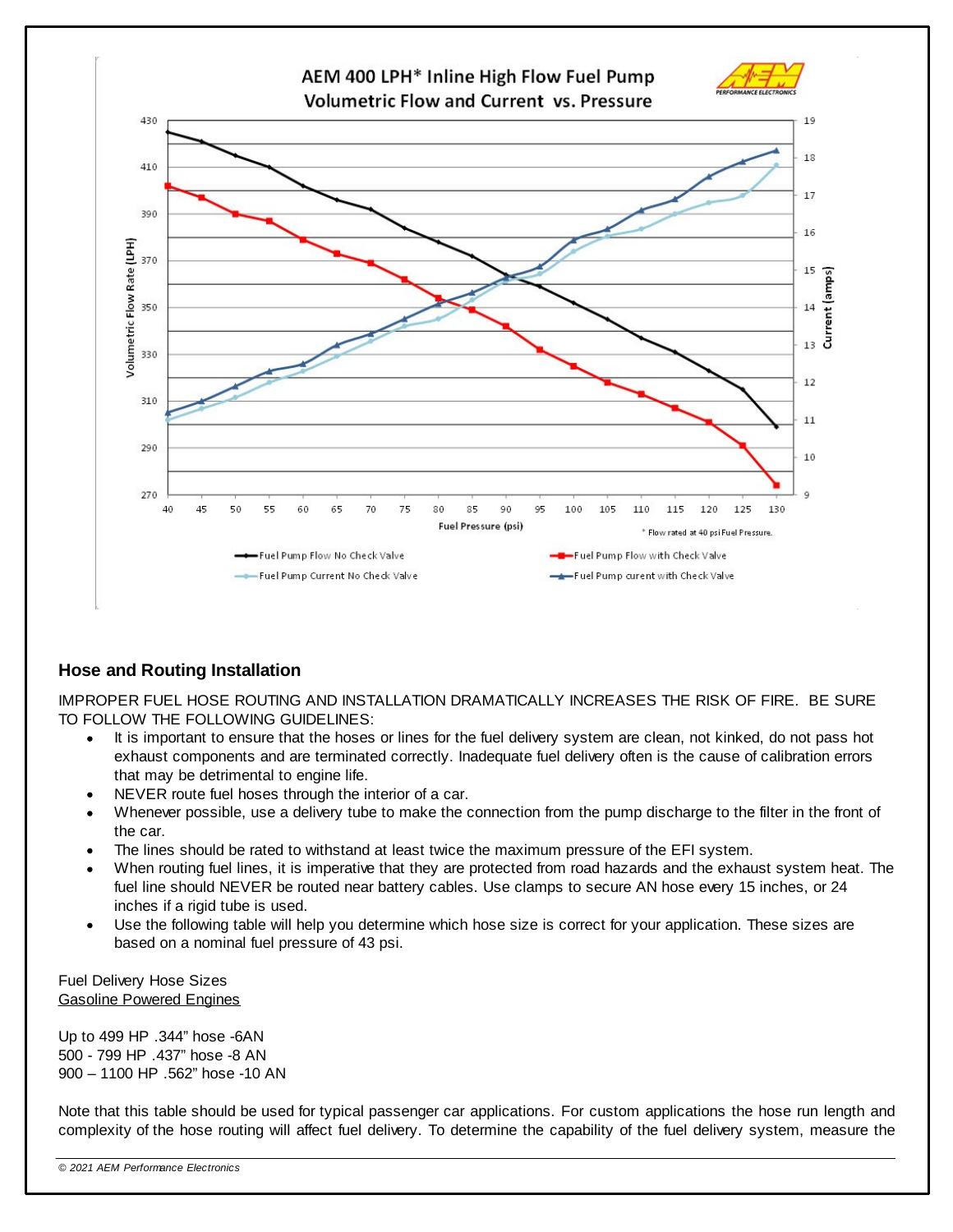## Hose and Routing Installation

IMPROPER FUEL HOSE ROUTING AND INSTALLATION DRAMATICALLY INCREASES THE RISK OF FIRE. BE SURE TO FOLLOW THE FOLLOWING GUIDELINES:

- It is important to ensure that the hoses or lines for the fuel delivery system are clean, not kinked, do not pass hot exhaust components and are terminated correctly. Inadequate fuel delivery often is the cause of calibration errors that may be detrimental to engine life.
- NEVER route fuel hoses through the interior of a car.
- Whenever possible, use a delivery tube to make the connection from the pump discharge to the filter in the front of the car.
- The lines should be rated to withstand at least twice the maximum pressure of the EFI system.
- When routing fuel lines, it is imperative that they are protected from road hazards and the exhaust system heat. The fuel line should NEVER be routed near battery cables. Use clamps to secure AN hose every 15 inches, or 24 inches if a rigid tube is used.
- Use the following table will help you determine which hose size is correct for your application. These sizes are based on a nominal fuel pressure of 43 psi.

Fuel Delivery Hose Sizes
Gasoline Powered Engines

Up to 499 HP .344" hose -6AN
500 - 799 HP .437" hose -8 AN
900 – 1100 HP .562" hose -10 AN

Note that this table should be used for typical passenger car applications. For custom applications the hose run length and complexity of the hose routing will affect fuel delivery. To determine the capability of the fuel delivery system, measure the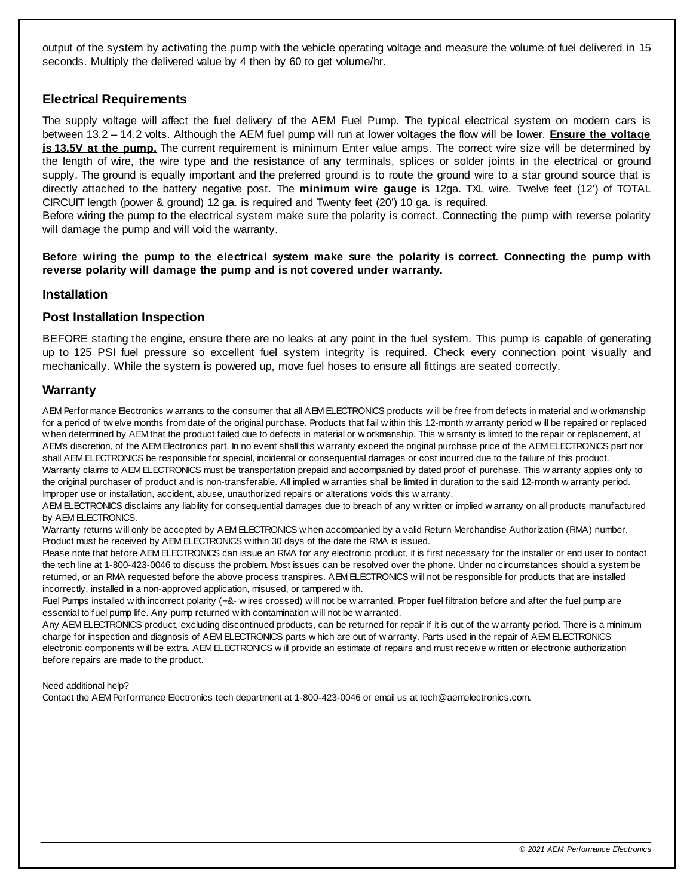output of the system by activating the pump with the vehicle operating voltage and measure the volume of fuel delivered in 15 seconds. Multiply the delivered value by 4 then by 60 to get volume/hr.

## Electrical Requirements

The supply voltage will affect the fuel delivery of the AEM Fuel Pump. The typical electrical system on modern cars is between 13.2 – 14.2 volts. Although the AEM fuel pump will run at lower voltages the flow will be lower. **Ensure the voltage is 13.5V at the pump.** The current requirement is minimum Enter value amps. The correct wire size will be determined by the length of wire, the wire type and the resistance of any terminals, splices or solder joints in the electrical or ground supply. The ground is equally important and the preferred ground is to route the ground wire to a star ground source that is directly attached to the battery negative post. The **minimum wire gauge** is 12ga. TXL wire. Twelve feet (12') of TOTAL CIRCUIT length (power & ground) 12 ga. is required and Twenty feet (20') 10 ga. is required.
Before wiring the pump to the electrical system make sure the polarity is correct. Connecting the pump with reverse polarity will damage the pump and will void the warranty.

**Before wiring the pump to the electrical system make sure the polarity is correct. Connecting the pump with reverse polarity will damage the pump and is not covered under warranty.**

## Installation

## Post Installation Inspection

BEFORE starting the engine, ensure there are no leaks at any point in the fuel system. This pump is capable of generating up to 125 PSI fuel pressure so excellent fuel system integrity is required. Check every connection point visually and mechanically. While the system is powered up, move fuel hoses to ensure all fittings are seated correctly.

## Warranty

AEM Performance Electronics w arrants to the consumer that all AEM ELECTRONICS products w ill be free from defects in material and w orkmanship for a period of tw elve months from date of the original purchase. Products that fail w ithin this 12-month w arranty period w ill be repaired or replaced w hen determined by AEM that the product failed due to defects in material or w orkmanship. This w arranty is limited to the repair or replacement, at AEM's discretion, of the AEM Electronics part. In no event shall this w arranty exceed the original purchase price of the AEM ELECTRONICS part nor shall AEM ELECTRONICS be responsible for special, incidental or consequential damages or cost incurred due to the failure of this product.
Warranty claims to AEM ELECTRONICS must be transportation prepaid and accompanied by dated proof of purchase. This w arranty applies only to the original purchaser of product and is non-transferable. All implied w arranties shall be limited in duration to the said 12-month w arranty period. Improper use or installation, accident, abuse, unauthorized repairs or alterations voids this w arranty.
AEM ELECTRONICS disclaims any liability for consequential damages due to breach of any w ritten or implied w arranty on all products manufactured by AEM ELECTRONICS.
Warranty returns w ill only be accepted by AEM ELECTRONICS w hen accompanied by a valid Return Merchandise Authorization (RMA) number. Product must be received by AEM ELECTRONICS w ithin 30 days of the date the RMA is issued.
Please note that before AEM ELECTRONICS can issue an RMA for any electronic product, it is first necessary for the installer or end user to contact the tech line at 1-800-423-0046 to discuss the problem. Most issues can be resolved over the phone. Under no circumstances should a system be returned, or an RMA requested before the above process transpires. AEM ELECTRONICS w ill not be responsible for products that are installed incorrectly, installed in a non-approved application, misused, or tampered w ith.
Fuel Pumps installed w ith incorrect polarity (+&- w ires crossed) w ill not be w arranted. Proper fuel filtration before and after the fuel pump are essential to fuel pump life. Any pump returned w ith contamination w ill not be w arranted.
Any AEM ELECTRONICS product, excluding discontinued products, can be returned for repair if it is out of the w arranty period. There is a minimum charge for inspection and diagnosis of AEM ELECTRONICS parts w hich are out of w arranty. Parts used in the repair of AEM ELECTRONICS electronic components w ill be extra. AEM ELECTRONICS w ill provide an estimate of repairs and must receive w ritten or electronic authorization before repairs are made to the product.

Need additional help?
Contact the AEM Performance Electronics tech department at 1-800-423-0046 or email us at tech@aemelectronics.com.